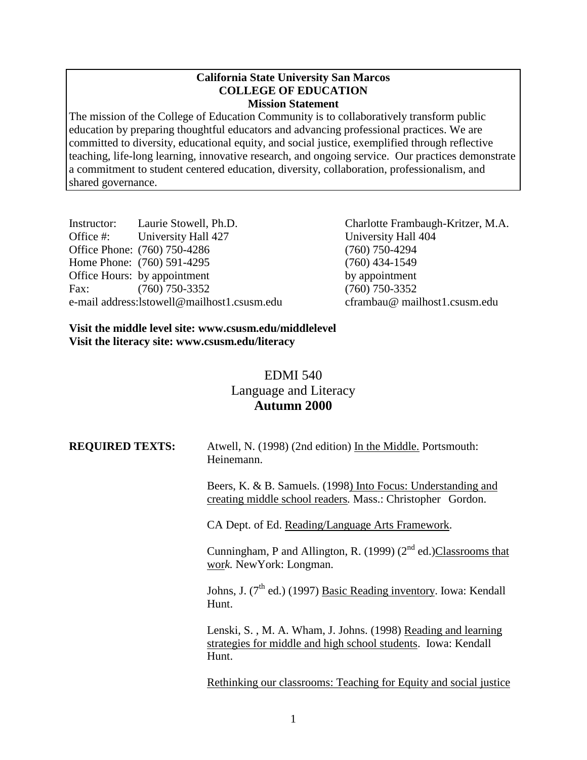**California State University San Marcos**
**COLLEGE OF EDUCATION**
**Mission Statement**

The mission of the College of Education Community is to collaboratively transform public education by preparing thoughtful educators and advancing professional practices. We are committed to diversity, educational equity, and social justice, exemplified through reflective teaching, life-long learning, innovative research, and ongoing service. Our practices demonstrate a commitment to student centered education, diversity, collaboration, professionalism, and shared governance.

| | | |
|---|---|---|
| Instructor: | Laurie Stowell, Ph.D. | Charlotte Frambaugh-Kritzer, M.A. |
| Office #: | University Hall 427 | University Hall 404 |
| Office Phone: | (760) 750-4286 | (760) 750-4294 |
| Home Phone: | (760) 591-4295 | (760) 434-1549 |
| Office Hours: | by appointment | by appointment |
| Fax: | (760) 750-3352 | (760) 750-3352 |
| e-mail address: | lstowell@mailhost1.csusm.edu | cframbau@ mailhost1.csusm.edu |

**Visit the middle level site: www.csusm.edu/middlelevel**
**Visit the literacy site: www.csusm.edu/literacy**

# EDMI 540
## Language and Literacy
## **Autumn 2000**

**REQUIRED TEXTS:**

Atwell, N. (1998) (2nd edition) In the Middle. Portsmouth: Heinemann.

Beers, K. & B. Samuels. (1998) Into Focus: Understanding and creating middle school readers. Mass.: Christopher Gordon.

CA Dept. of Ed. Reading/Language Arts Framework.

Cunningham, P and Allington, R. (1999) (2nd ed.)Classrooms that work. NewYork: Longman.

Johns, J. (7th ed.) (1997) Basic Reading inventory. Iowa: Kendall Hunt.

Lenski, S. , M. A. Wham, J. Johns. (1998) Reading and learning strategies for middle and high school students. Iowa: Kendall Hunt.

Rethinking our classrooms: Teaching for Equity and social justice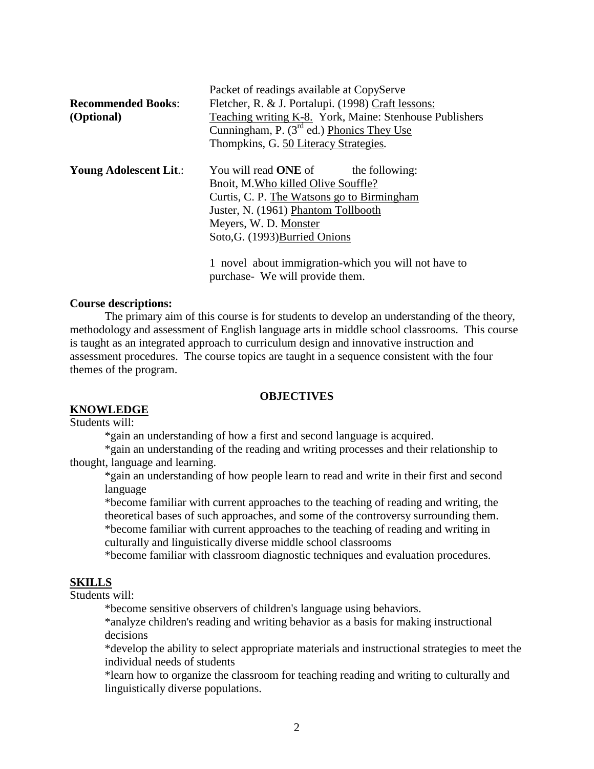Packet of readings available at CopyServe

**Recommended Books: (Optional)**

Fletcher, R. & J. Portalupi. (1998) Craft lessons: Teaching writing K-8. York, Maine: Stenhouse Publishers

Cunningham, P. (3rd ed.) Phonics They Use

Thompkins, G. 50 Literacy Strategies.

**Young Adolescent Lit.:**

You will read **ONE** of the following:

Bnoit, M.Who killed Olive Souffle?

Curtis, C. P. The Watsons go to Birmingham

Juster, N. (1961) Phantom Tollbooth

Meyers, W. D. Monster

Soto,G. (1993)Burried Onions

1 novel about immigration-which you will not have to purchase- We will provide them.

**Course descriptions:**

The primary aim of this course is for students to develop an understanding of the theory, methodology and assessment of English language arts in middle school classrooms. This course is taught as an integrated approach to curriculum design and innovative instruction and assessment procedures. The course topics are taught in a sequence consistent with the four themes of the program.

## OBJECTIVES

### KNOWLEDGE

Students will:

*gain an understanding of how a first and second language is acquired.

*gain an understanding of the reading and writing processes and their relationship to thought, language and learning.

*gain an understanding of how people learn to read and write in their first and second language

*become familiar with current approaches to the teaching of reading and writing, the theoretical bases of such approaches, and some of the controversy surrounding them.

*become familiar with current approaches to the teaching of reading and writing in culturally and linguistically diverse middle school classrooms

*become familiar with classroom diagnostic techniques and evaluation procedures.

### SKILLS

Students will:

*become sensitive observers of children's language using behaviors.

*analyze children's reading and writing behavior as a basis for making instructional decisions

*develop the ability to select appropriate materials and instructional strategies to meet the individual needs of students

*learn how to organize the classroom for teaching reading and writing to culturally and linguistically diverse populations.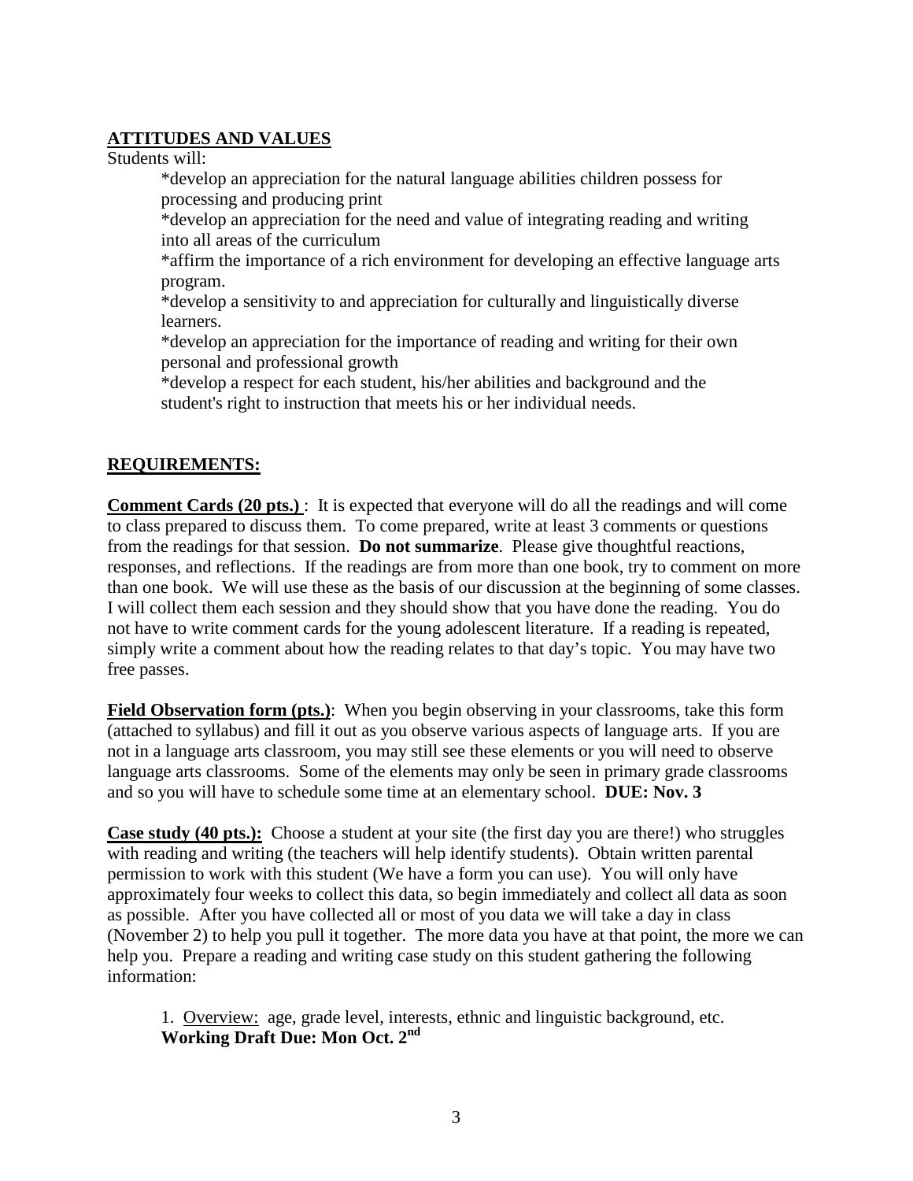## ATTITUDES AND VALUES

Students will:

*develop an appreciation for the natural language abilities children possess for processing and producing print

*develop an appreciation for the need and value of integrating reading and writing into all areas of the curriculum

*affirm the importance of a rich environment for developing an effective language arts program.

*develop a sensitivity to and appreciation for culturally and linguistically diverse learners.

*develop an appreciation for the importance of reading and writing for their own personal and professional growth

*develop a respect for each student, his/her abilities and background and the student's right to instruction that meets his or her individual needs.

## REQUIREMENTS:

**Comment Cards (20 pts.)** : It is expected that everyone will do all the readings and will come to class prepared to discuss them. To come prepared, write at least 3 comments or questions from the readings for that session. **Do not summarize**. Please give thoughtful reactions, responses, and reflections. If the readings are from more than one book, try to comment on more than one book. We will use these as the basis of our discussion at the beginning of some classes. I will collect them each session and they should show that you have done the reading. You do not have to write comment cards for the young adolescent literature. If a reading is repeated, simply write a comment about how the reading relates to that day's topic. You may have two free passes.

**Field Observation form (pts.)**: When you begin observing in your classrooms, take this form (attached to syllabus) and fill it out as you observe various aspects of language arts. If you are not in a language arts classroom, you may still see these elements or you will need to observe language arts classrooms. Some of the elements may only be seen in primary grade classrooms and so you will have to schedule some time at an elementary school. **DUE: Nov. 3**

**Case study (40 pts.):** Choose a student at your site (the first day you are there!) who struggles with reading and writing (the teachers will help identify students). Obtain written parental permission to work with this student (We have a form you can use). You will only have approximately four weeks to collect this data, so begin immediately and collect all data as soon as possible. After you have collected all or most of you data we will take a day in class (November 2) to help you pull it together. The more data you have at that point, the more we can help you. Prepare a reading and writing case study on this student gathering the following information:

1. Overview: age, grade level, interests, ethnic and linguistic background, etc.
**Working Draft Due: Mon Oct. 2nd**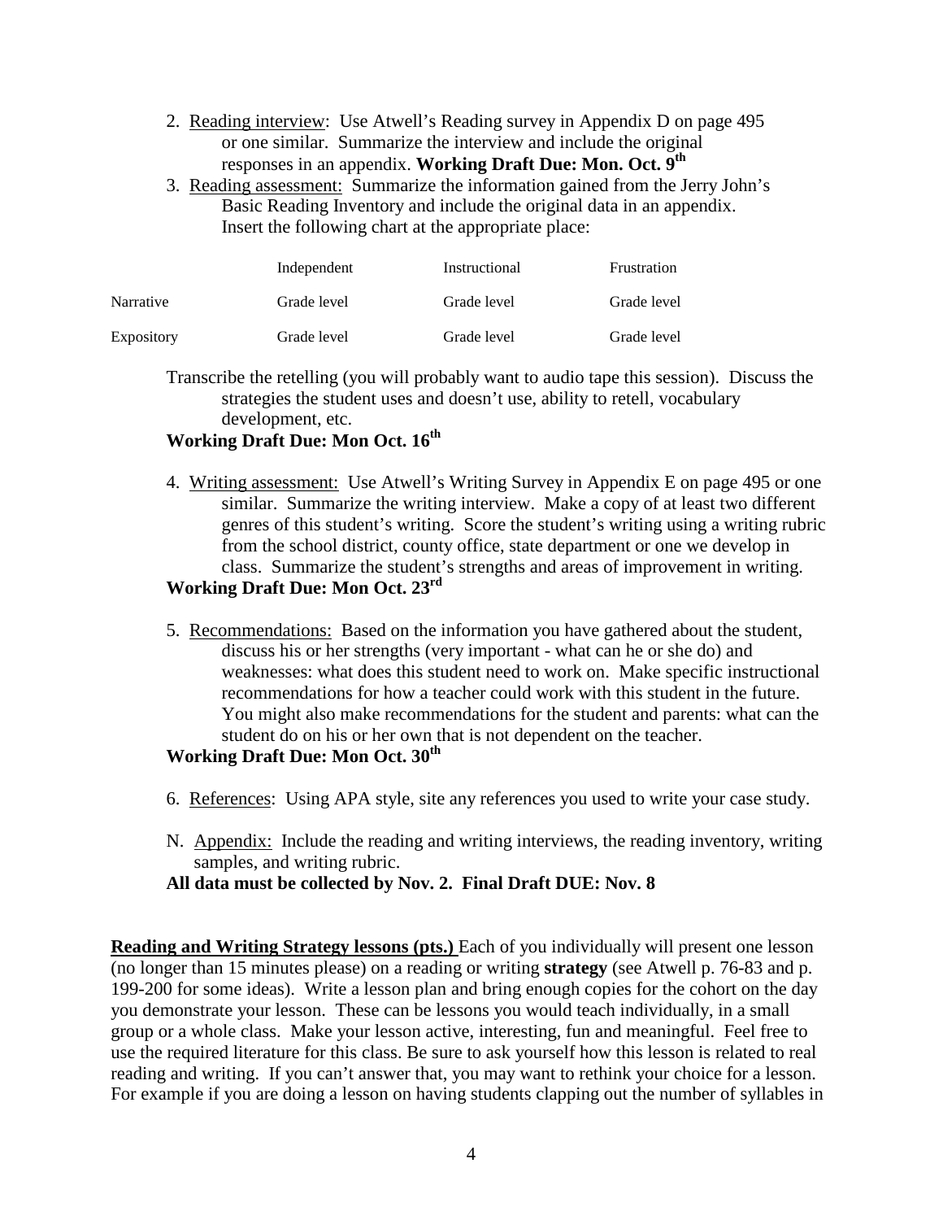2. Reading interview: Use Atwell's Reading survey in Appendix D on page 495 or one similar. Summarize the interview and include the original responses in an appendix. **Working Draft Due: Mon. Oct. 9th**
3. Reading assessment: Summarize the information gained from the Jerry John's Basic Reading Inventory and include the original data in an appendix. Insert the following chart at the appropriate place:

| | Independent | Instructional | Frustration |
|---|---|---|---|
| Narrative | Grade level | Grade level | Grade level |
| Expository | Grade level | Grade level | Grade level |

Transcribe the retelling (you will probably want to audio tape this session). Discuss the strategies the student uses and doesn't use, ability to retell, vocabulary development, etc.

**Working Draft Due: Mon Oct. 16th**

4. Writing assessment: Use Atwell's Writing Survey in Appendix E on page 495 or one similar. Summarize the writing interview. Make a copy of at least two different genres of this student's writing. Score the student's writing using a writing rubric from the school district, county office, state department or one we develop in class. Summarize the student's strengths and areas of improvement in writing.

**Working Draft Due: Mon Oct. 23rd**

5. Recommendations: Based on the information you have gathered about the student, discuss his or her strengths (very important - what can he or she do) and weaknesses: what does this student need to work on. Make specific instructional recommendations for how a teacher could work with this student in the future. You might also make recommendations for the student and parents: what can the student do on his or her own that is not dependent on the teacher.

**Working Draft Due: Mon Oct. 30th**

6. References: Using APA style, site any references you used to write your case study.

N. Appendix: Include the reading and writing interviews, the reading inventory, writing samples, and writing rubric.

**All data must be collected by Nov. 2. Final Draft DUE: Nov. 8**

**Reading and Writing Strategy lessons (pts.)** Each of you individually will present one lesson (no longer than 15 minutes please) on a reading or writing **strategy** (see Atwell p. 76-83 and p. 199-200 for some ideas). Write a lesson plan and bring enough copies for the cohort on the day you demonstrate your lesson. These can be lessons you would teach individually, in a small group or a whole class. Make your lesson active, interesting, fun and meaningful. Feel free to use the required literature for this class. Be sure to ask yourself how this lesson is related to real reading and writing. If you can't answer that, you may want to rethink your choice for a lesson. For example if you are doing a lesson on having students clapping out the number of syllables in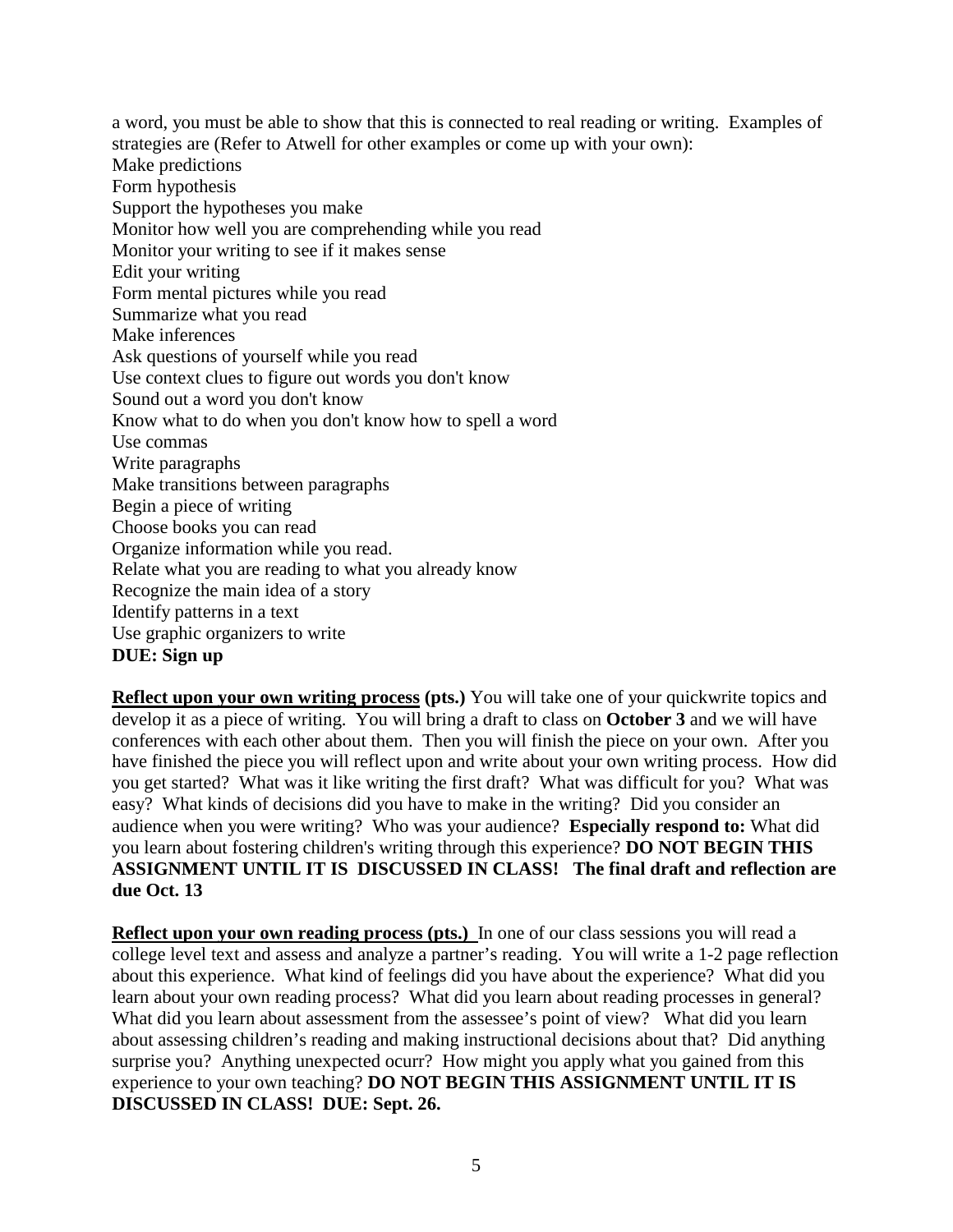a word, you must be able to show that this is connected to real reading or writing. Examples of strategies are (Refer to Atwell for other examples or come up with your own):

Make predictions
Form hypothesis
Support the hypotheses you make
Monitor how well you are comprehending while you read
Monitor your writing to see if it makes sense
Edit your writing
Form mental pictures while you read
Summarize what you read
Make inferences
Ask questions of yourself while you read
Use context clues to figure out words you don't know
Sound out a word you don't know
Know what to do when you don't know how to spell a word
Use commas
Write paragraphs
Make transitions between paragraphs
Begin a piece of writing
Choose books you can read
Organize information while you read.
Relate what you are reading to what you already know
Recognize the main idea of a story
Identify patterns in a text
Use graphic organizers to write

**DUE: Sign up**

**Reflect upon your own writing process (pts.)** You will take one of your quickwrite topics and develop it as a piece of writing. You will bring a draft to class on **October 3** and we will have conferences with each other about them. Then you will finish the piece on your own. After you have finished the piece you will reflect upon and write about your own writing process. How did you get started? What was it like writing the first draft? What was difficult for you? What was easy? What kinds of decisions did you have to make in the writing? Did you consider an audience when you were writing? Who was your audience? **Especially respond to:** What did you learn about fostering children's writing through this experience? **DO NOT BEGIN THIS ASSIGNMENT UNTIL IT IS DISCUSSED IN CLASS! The final draft and reflection are due Oct. 13**

**Reflect upon your own reading process (pts.)** In one of our class sessions you will read a college level text and assess and analyze a partner's reading. You will write a 1-2 page reflection about this experience. What kind of feelings did you have about the experience? What did you learn about your own reading process? What did you learn about reading processes in general? What did you learn about assessment from the assessee's point of view? What did you learn about assessing children's reading and making instructional decisions about that? Did anything surprise you? Anything unexpected ocurr? How might you apply what you gained from this experience to your own teaching? **DO NOT BEGIN THIS ASSIGNMENT UNTIL IT IS DISCUSSED IN CLASS! DUE: Sept. 26.**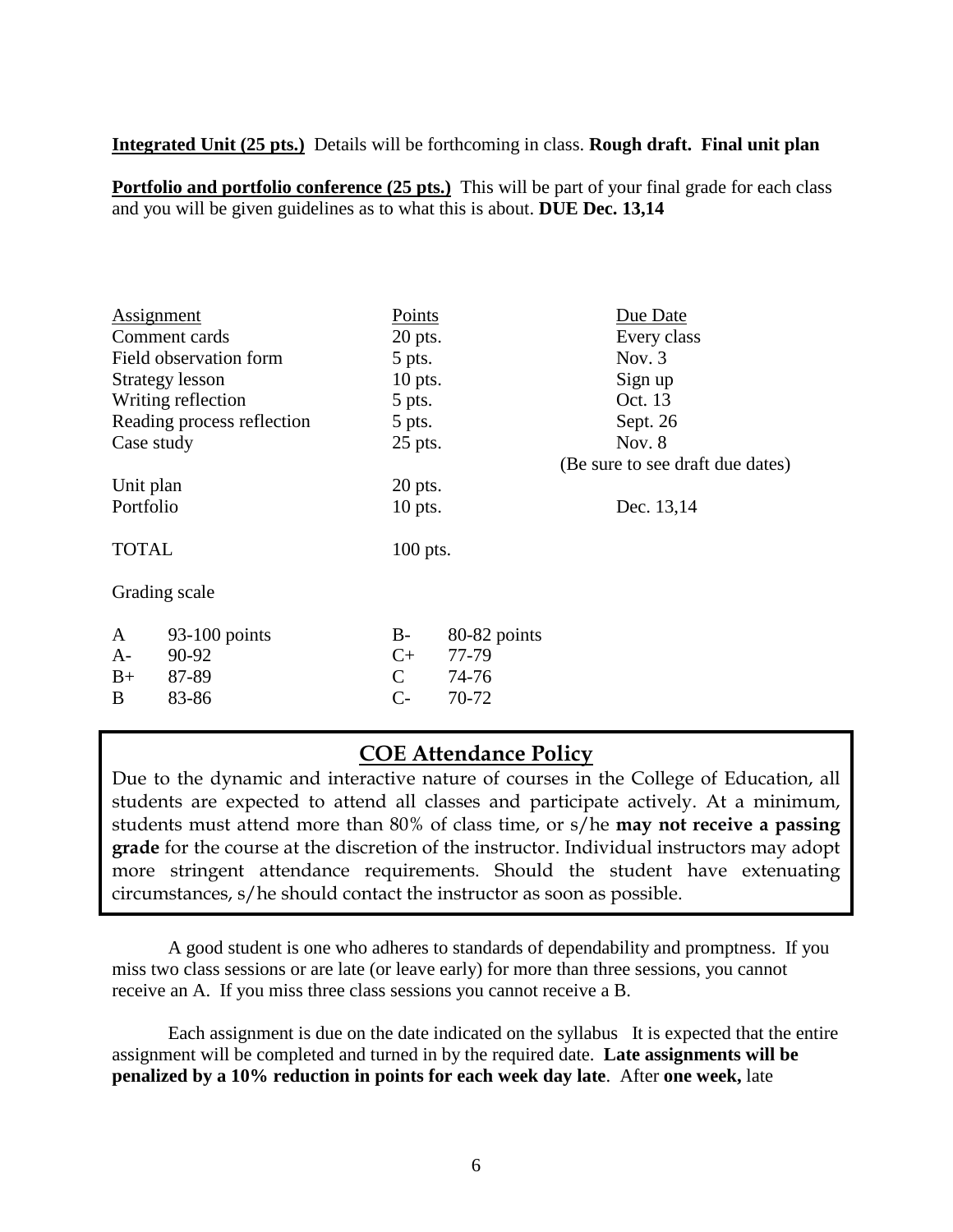**Integrated Unit (25 pts.)** Details will be forthcoming in class. **Rough draft. Final unit plan**

**Portfolio and portfolio conference (25 pts.)** This will be part of your final grade for each class and you will be given guidelines as to what this is about. **DUE Dec. 13,14**

| Assignment | Points | Due Date |
| --- | --- | --- |
| Comment cards | 20 pts. | Every class |
| Field observation form | 5 pts. | Nov. 3 |
| Strategy lesson | 10 pts. | Sign up |
| Writing reflection | 5 pts. | Oct. 13 |
| Reading process reflection | 5 pts. | Sept. 26 |
| Case study | 25 pts. | Nov. 8 |
| | | (Be sure to see draft due dates) |
| Unit plan | 20 pts. | |
| Portfolio | 10 pts. | Dec. 13,14 |
| TOTAL | 100 pts. | |

Grading scale

| | | | |
| --- | --- | --- | --- |
| A | 93-100 points | B- | 80-82 points |
| A- | 90-92 | C+ | 77-79 |
| B+ | 87-89 | C | 74-76 |
| B | 83-86 | C- | 70-72 |

## COE Attendance Policy

Due to the dynamic and interactive nature of courses in the College of Education, all students are expected to attend all classes and participate actively. At a minimum, students must attend more than 80% of class time, or s/he **may not receive a passing grade** for the course at the discretion of the instructor. Individual instructors may adopt more stringent attendance requirements. Should the student have extenuating circumstances, s/he should contact the instructor as soon as possible.

A good student is one who adheres to standards of dependability and promptness. If you miss two class sessions or are late (or leave early) for more than three sessions, you cannot receive an A. If you miss three class sessions you cannot receive a B.

Each assignment is due on the date indicated on the syllabus It is expected that the entire assignment will be completed and turned in by the required date. **Late assignments will be penalized by a 10% reduction in points for each week day late**. After **one week,** late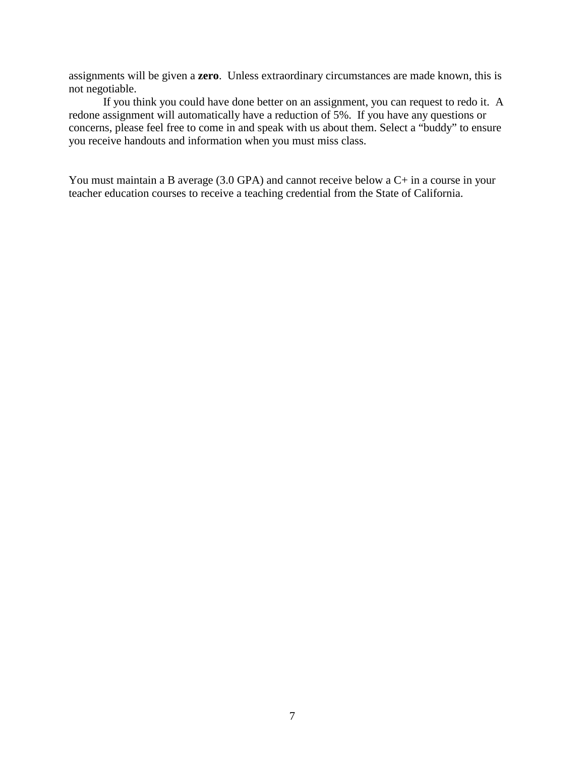assignments will be given a **zero**. Unless extraordinary circumstances are made known, this is not negotiable.

If you think you could have done better on an assignment, you can request to redo it. A redone assignment will automatically have a reduction of 5%. If you have any questions or concerns, please feel free to come in and speak with us about them. Select a "buddy" to ensure you receive handouts and information when you must miss class.

You must maintain a B average (3.0 GPA) and cannot receive below a C+ in a course in your teacher education courses to receive a teaching credential from the State of California.